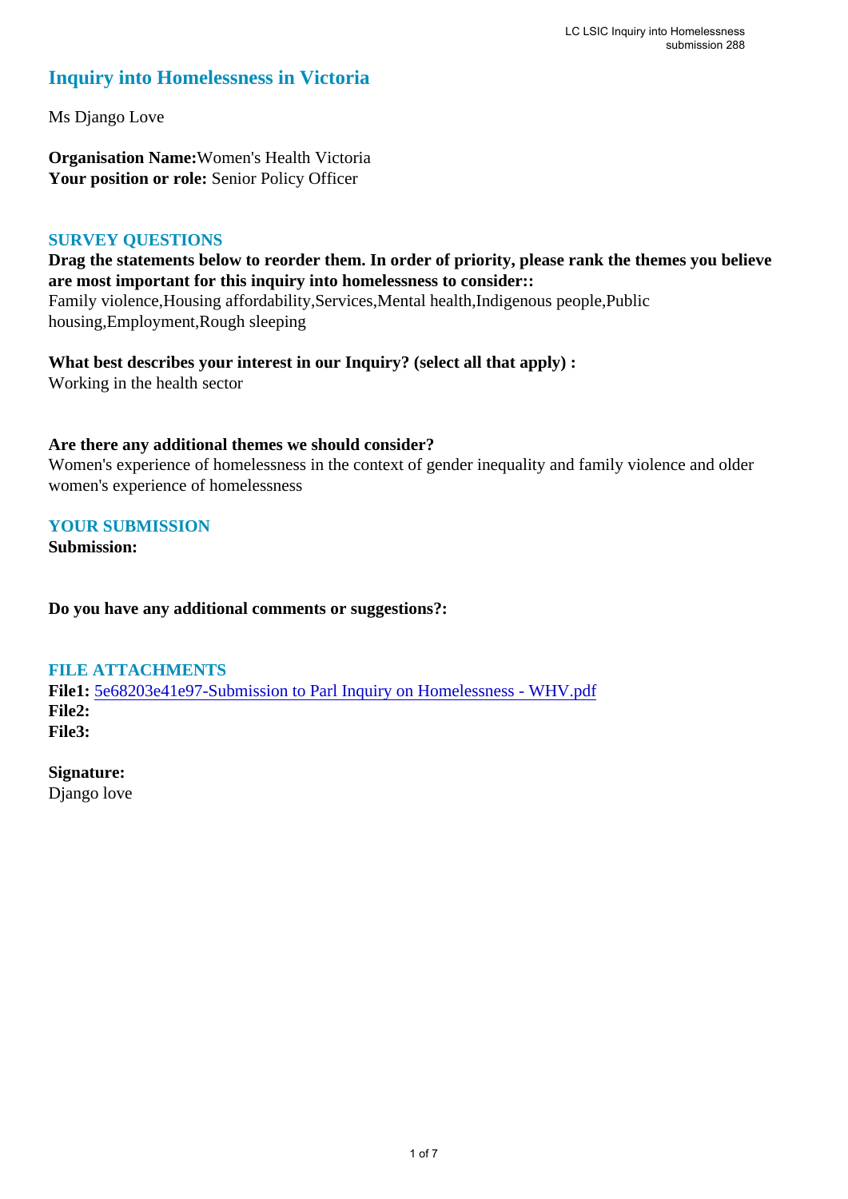# Inquiry into Homelessness in Victoria

Ms Django Love

**Organisation Name:** Women's Health Victoria
**Your position or role:** Senior Policy Officer

## SURVEY QUESTIONS

**Drag the statements below to reorder them. In order of priority, please rank the themes you believe are most important for this inquiry into homelessness to consider::**
Family violence,Housing affordability,Services,Mental health,Indigenous people,Public housing,Employment,Rough sleeping

**What best describes your interest in our Inquiry? (select all that apply) :**
Working in the health sector

**Are there any additional themes we should consider?**
Women's experience of homelessness in the context of gender inequality and family violence and older women's experience of homelessness

## YOUR SUBMISSION

**Submission:**

**Do you have any additional comments or suggestions?:**

## FILE ATTACHMENTS

**File1:** 5e68203e41e97-Submission to Parl Inquiry on Homelessness - WHV.pdf
**File2:**
**File3:**

**Signature:**
Django love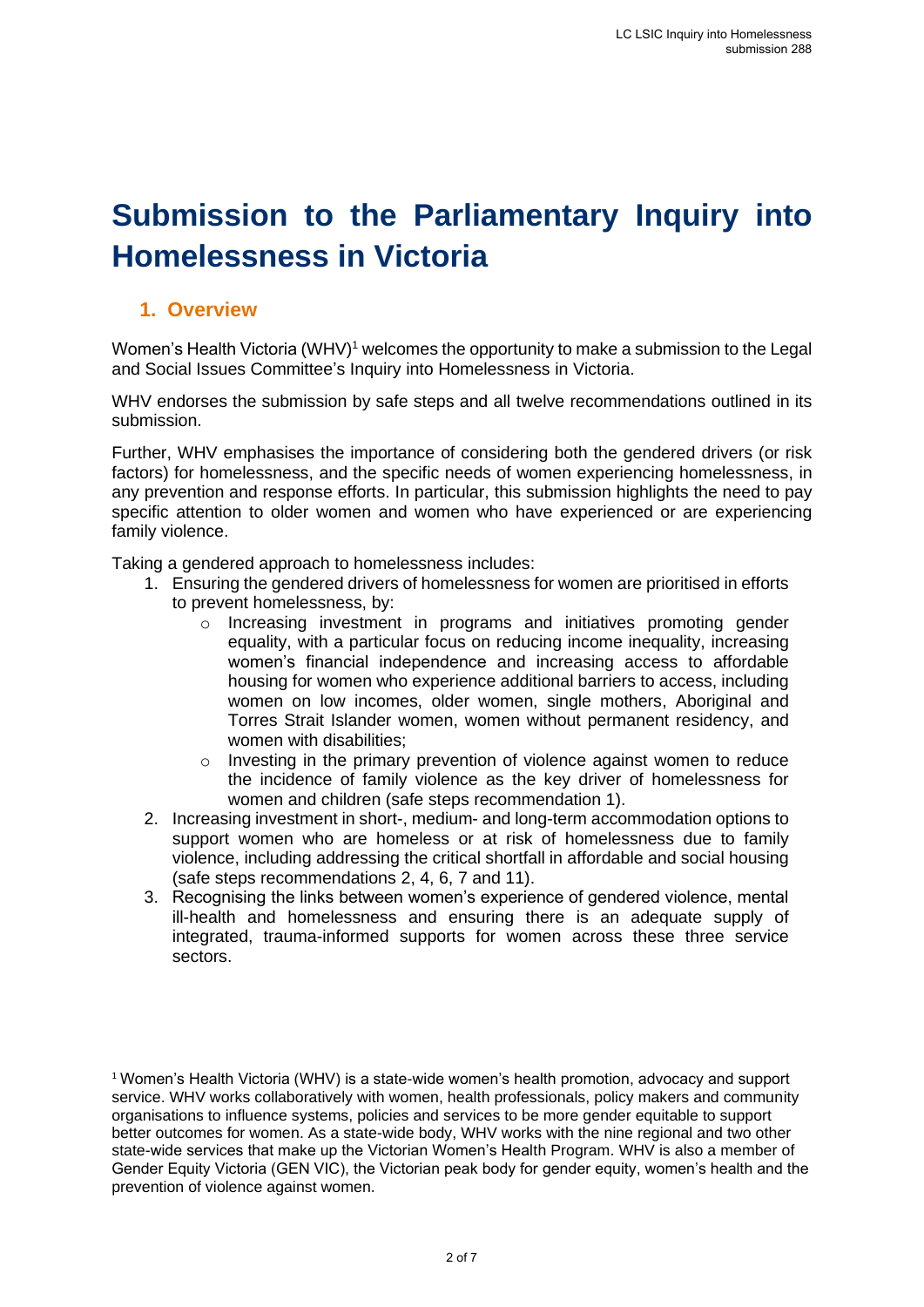# Submission to the Parliamentary Inquiry into Homelessness in Victoria

## 1. Overview

Women's Health Victoria (WHV)[1] welcomes the opportunity to make a submission to the Legal and Social Issues Committee's Inquiry into Homelessness in Victoria.

WHV endorses the submission by safe steps and all twelve recommendations outlined in its submission.

Further, WHV emphasises the importance of considering both the gendered drivers (or risk factors) for homelessness, and the specific needs of women experiencing homelessness, in any prevention and response efforts. In particular, this submission highlights the need to pay specific attention to older women and women who have experienced or are experiencing family violence.

Taking a gendered approach to homelessness includes:

1. Ensuring the gendered drivers of homelessness for women are prioritised in efforts to prevent homelessness, by:
   - Increasing investment in programs and initiatives promoting gender equality, with a particular focus on reducing income inequality, increasing women's financial independence and increasing access to affordable housing for women who experience additional barriers to access, including women on low incomes, older women, single mothers, Aboriginal and Torres Strait Islander women, women without permanent residency, and women with disabilities;
   - Investing in the primary prevention of violence against women to reduce the incidence of family violence as the key driver of homelessness for women and children (safe steps recommendation 1).
2. Increasing investment in short-, medium- and long-term accommodation options to support women who are homeless or at risk of homelessness due to family violence, including addressing the critical shortfall in affordable and social housing (safe steps recommendations 2, 4, 6, 7 and 11).
3. Recognising the links between women's experience of gendered violence, mental ill-health and homelessness and ensuring there is an adequate supply of integrated, trauma-informed supports for women across these three service sectors.

[1] Women's Health Victoria (WHV) is a state-wide women's health promotion, advocacy and support service. WHV works collaboratively with women, health professionals, policy makers and community organisations to influence systems, policies and services to be more gender equitable to support better outcomes for women. As a state-wide body, WHV works with the nine regional and two other state-wide services that make up the Victorian Women's Health Program. WHV is also a member of Gender Equity Victoria (GEN VIC), the Victorian peak body for gender equity, women's health and the prevention of violence against women.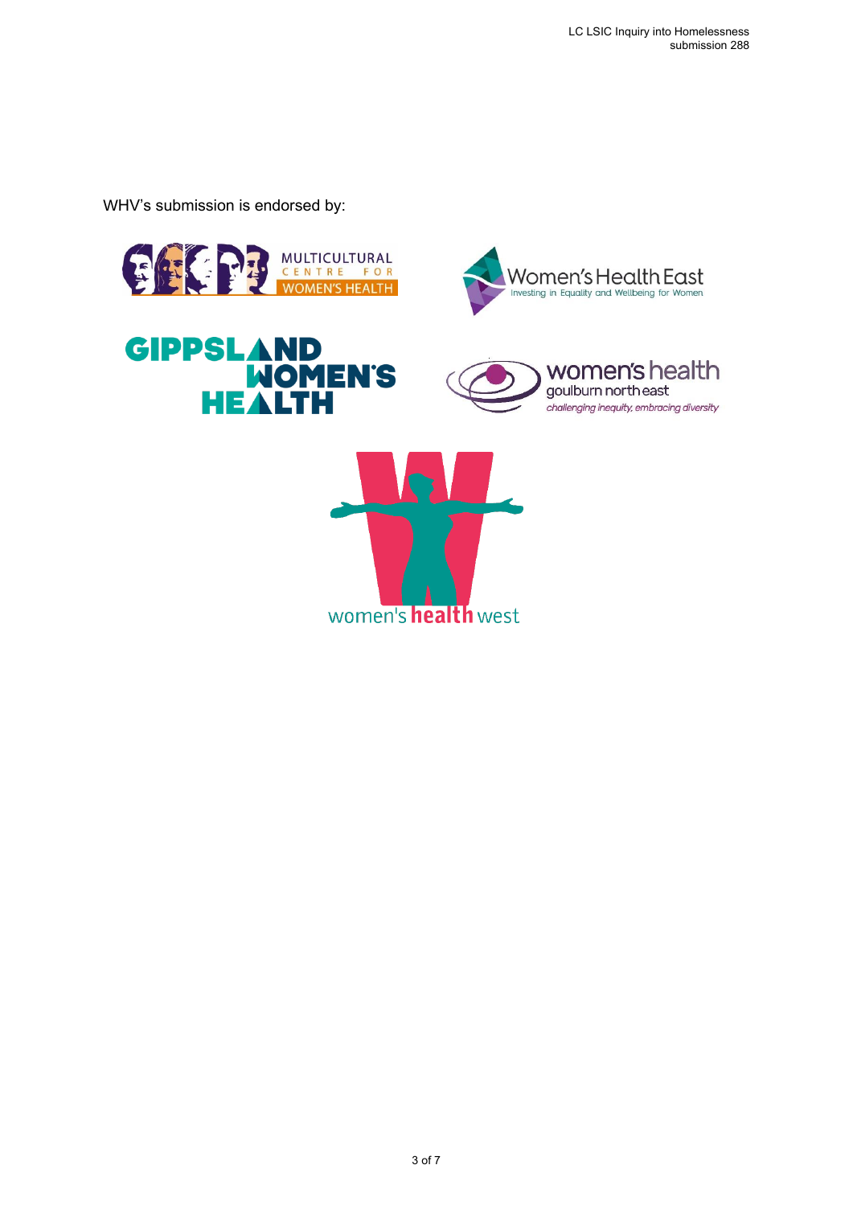WHV's submission is endorsed by:

MULTICULTURAL CENTRE FOR WOMEN'S HEALTH

Women's Health East
Investing in Equality and Wellbeing for Women

GIPPSLAND WOMEN'S HEALTH

women's health goulburn north east
challenging inequity, embracing diversity

women's health west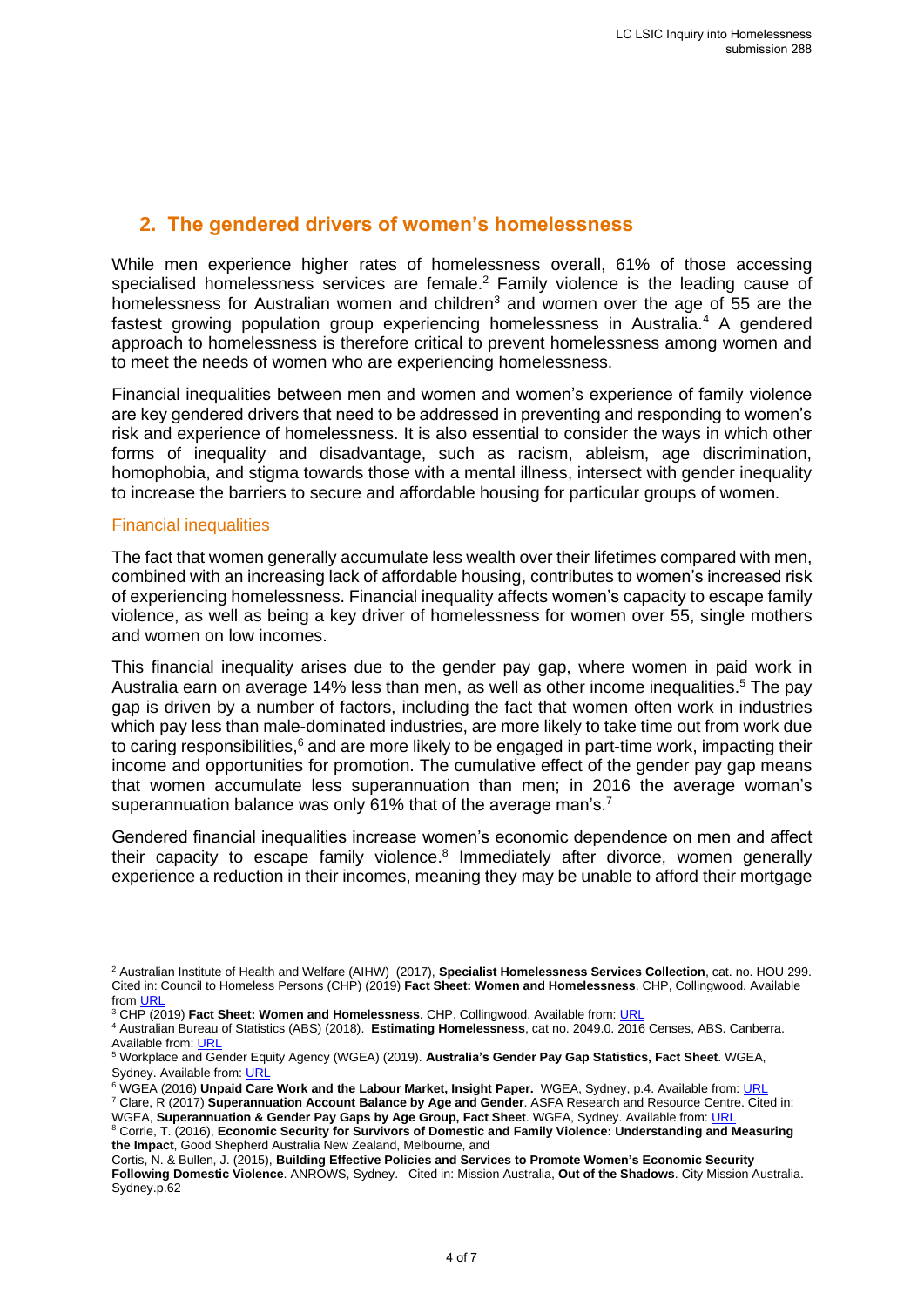## 2. The gendered drivers of women's homelessness

While men experience higher rates of homelessness overall, 61% of those accessing specialised homelessness services are female.[2] Family violence is the leading cause of homelessness for Australian women and children[3] and women over the age of 55 are the fastest growing population group experiencing homelessness in Australia.[4] A gendered approach to homelessness is therefore critical to prevent homelessness among women and to meet the needs of women who are experiencing homelessness.

Financial inequalities between men and women and women's experience of family violence are key gendered drivers that need to be addressed in preventing and responding to women's risk and experience of homelessness. It is also essential to consider the ways in which other forms of inequality and disadvantage, such as racism, ableism, age discrimination, homophobia, and stigma towards those with a mental illness, intersect with gender inequality to increase the barriers to secure and affordable housing for particular groups of women.

### Financial inequalities

The fact that women generally accumulate less wealth over their lifetimes compared with men, combined with an increasing lack of affordable housing, contributes to women's increased risk of experiencing homelessness. Financial inequality affects women's capacity to escape family violence, as well as being a key driver of homelessness for women over 55, single mothers and women on low incomes.

This financial inequality arises due to the gender pay gap, where women in paid work in Australia earn on average 14% less than men, as well as other income inequalities.[5] The pay gap is driven by a number of factors, including the fact that women often work in industries which pay less than male-dominated industries, are more likely to take time out from work due to caring responsibilities,[6] and are more likely to be engaged in part-time work, impacting their income and opportunities for promotion. The cumulative effect of the gender pay gap means that women accumulate less superannuation than men; in 2016 the average woman's superannuation balance was only 61% that of the average man's.[7]

Gendered financial inequalities increase women's economic dependence on men and affect their capacity to escape family violence.[8] Immediately after divorce, women generally experience a reduction in their incomes, meaning they may be unable to afford their mortgage

---

[2] Australian Institute of Health and Welfare (AIHW) (2017), **Specialist Homelessness Services Collection**, cat. no. HOU 299. Cited in: Council to Homeless Persons (CHP) (2019) **Fact Sheet: Women and Homelessness**. CHP, Collingwood. Available from URL

[3] CHP (2019) **Fact Sheet: Women and Homelessness**. CHP. Collingwood. Available from: URL

[4] Australian Bureau of Statistics (ABS) (2018). **Estimating Homelessness**, cat no. 2049.0. 2016 Censes, ABS. Canberra. Available from: URL

[5] Workplace and Gender Equity Agency (WGEA) (2019). **Australia's Gender Pay Gap Statistics, Fact Sheet**. WGEA, Sydney. Available from: URL

[6] WGEA (2016) **Unpaid Care Work and the Labour Market, Insight Paper.** WGEA, Sydney, p.4. Available from: URL

[7] Clare, R (2017) **Superannuation Account Balance by Age and Gender**. ASFA Research and Resource Centre. Cited in: WGEA, **Superannuation & Gender Pay Gaps by Age Group, Fact Sheet**. WGEA, Sydney. Available from: URL

[8] Corrie, T. (2016), **Economic Security for Survivors of Domestic and Family Violence: Understanding and Measuring the Impact**, Good Shepherd Australia New Zealand, Melbourne, and
Cortis, N. & Bullen, J. (2015), **Building Effective Policies and Services to Promote Women's Economic Security Following Domestic Violence**. ANROWS, Sydney. Cited in: Mission Australia, **Out of the Shadows**. City Mission Australia. Sydney.p.62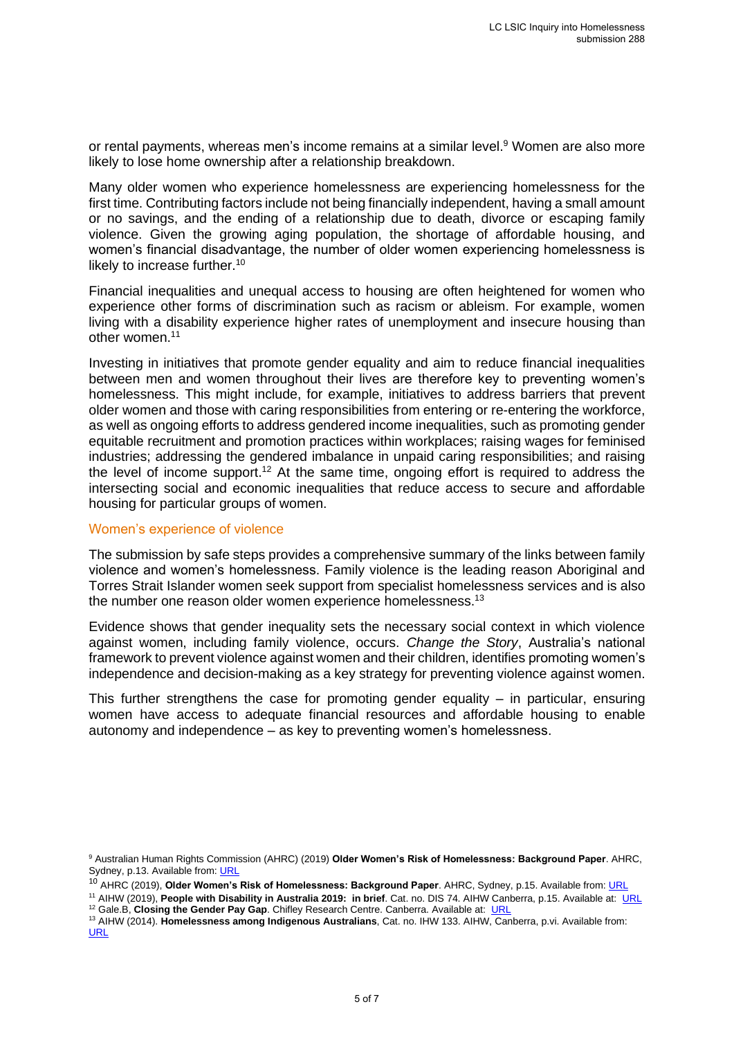or rental payments, whereas men's income remains at a similar level.[9] Women are also more likely to lose home ownership after a relationship breakdown.

Many older women who experience homelessness are experiencing homelessness for the first time. Contributing factors include not being financially independent, having a small amount or no savings, and the ending of a relationship due to death, divorce or escaping family violence. Given the growing aging population, the shortage of affordable housing, and women's financial disadvantage, the number of older women experiencing homelessness is likely to increase further.[10]

Financial inequalities and unequal access to housing are often heightened for women who experience other forms of discrimination such as racism or ableism. For example, women living with a disability experience higher rates of unemployment and insecure housing than other women.[11]

Investing in initiatives that promote gender equality and aim to reduce financial inequalities between men and women throughout their lives are therefore key to preventing women's homelessness. This might include, for example, initiatives to address barriers that prevent older women and those with caring responsibilities from entering or re-entering the workforce, as well as ongoing efforts to address gendered income inequalities, such as promoting gender equitable recruitment and promotion practices within workplaces; raising wages for feminised industries; addressing the gendered imbalance in unpaid caring responsibilities; and raising the level of income support.[12] At the same time, ongoing effort is required to address the intersecting social and economic inequalities that reduce access to secure and affordable housing for particular groups of women.

### Women's experience of violence

The submission by safe steps provides a comprehensive summary of the links between family violence and women's homelessness. Family violence is the leading reason Aboriginal and Torres Strait Islander women seek support from specialist homelessness services and is also the number one reason older women experience homelessness.[13]

Evidence shows that gender inequality sets the necessary social context in which violence against women, including family violence, occurs. *Change the Story*, Australia's national framework to prevent violence against women and their children, identifies promoting women's independence and decision-making as a key strategy for preventing violence against women.

This further strengthens the case for promoting gender equality – in particular, ensuring women have access to adequate financial resources and affordable housing to enable autonomy and independence – as key to preventing women's homelessness.

---

[9] Australian Human Rights Commission (AHRC) (2019) **Older Women's Risk of Homelessness: Background Paper**. AHRC, Sydney, p.13. Available from: URL

[10] AHRC (2019), **Older Women's Risk of Homelessness: Background Paper**. AHRC, Sydney, p.15. Available from: URL

[11] AIHW (2019), **People with Disability in Australia 2019: in brief**. Cat. no. DIS 74. AIHW Canberra, p.15. Available at: URL

[12] Gale.B, **Closing the Gender Pay Gap**. Chifley Research Centre. Canberra. Available at: URL

[13] AIHW (2014). **Homelessness among Indigenous Australians**, Cat. no. IHW 133. AIHW, Canberra, p.vi. Available from: URL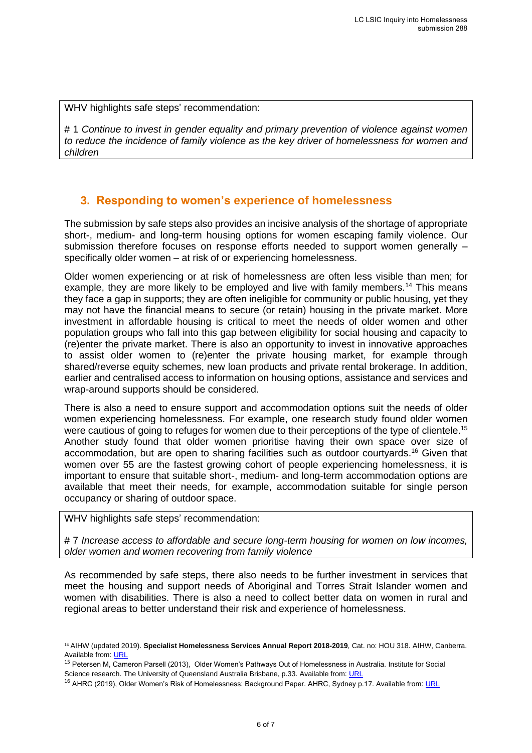WHV highlights safe steps' recommendation:

# 1 *Continue to invest in gender equality and primary prevention of violence against women to reduce the incidence of family violence as the key driver of homelessness for women and children*

## 3. Responding to women's experience of homelessness

The submission by safe steps also provides an incisive analysis of the shortage of appropriate short-, medium- and long-term housing options for women escaping family violence. Our submission therefore focuses on response efforts needed to support women generally – specifically older women – at risk of or experiencing homelessness.

Older women experiencing or at risk of homelessness are often less visible than men; for example, they are more likely to be employed and live with family members.[14] This means they face a gap in supports; they are often ineligible for community or public housing, yet they may not have the financial means to secure (or retain) housing in the private market. More investment in affordable housing is critical to meet the needs of older women and other population groups who fall into this gap between eligibility for social housing and capacity to (re)enter the private market. There is also an opportunity to invest in innovative approaches to assist older women to (re)enter the private housing market, for example through shared/reverse equity schemes, new loan products and private rental brokerage. In addition, earlier and centralised access to information on housing options, assistance and services and wrap-around supports should be considered.

There is also a need to ensure support and accommodation options suit the needs of older women experiencing homelessness. For example, one research study found older women were cautious of going to refuges for women due to their perceptions of the type of clientele.[15] Another study found that older women prioritise having their own space over size of accommodation, but are open to sharing facilities such as outdoor courtyards.[16] Given that women over 55 are the fastest growing cohort of people experiencing homelessness, it is important to ensure that suitable short-, medium- and long-term accommodation options are available that meet their needs, for example, accommodation suitable for single person occupancy or sharing of outdoor space.

WHV highlights safe steps' recommendation:

# 7 *Increase access to affordable and secure long-term housing for women on low incomes, older women and women recovering from family violence*

As recommended by safe steps, there also needs to be further investment in services that meet the housing and support needs of Aboriginal and Torres Strait Islander women and women with disabilities. There is also a need to collect better data on women in rural and regional areas to better understand their risk and experience of homelessness.

[14] AIHW (updated 2019). **Specialist Homelessness Services Annual Report 2018-2019**, Cat. no: HOU 318. AIHW, Canberra. Available from: URL

[15] Petersen M, Cameron Parsell (2013), Older Women's Pathways Out of Homelessness in Australia. Institute for Social Science research. The University of Queensland Australia Brisbane, p.33. Available from: URL

[16] AHRC (2019), Older Women's Risk of Homelessness: Background Paper. AHRC, Sydney p.17. Available from: URL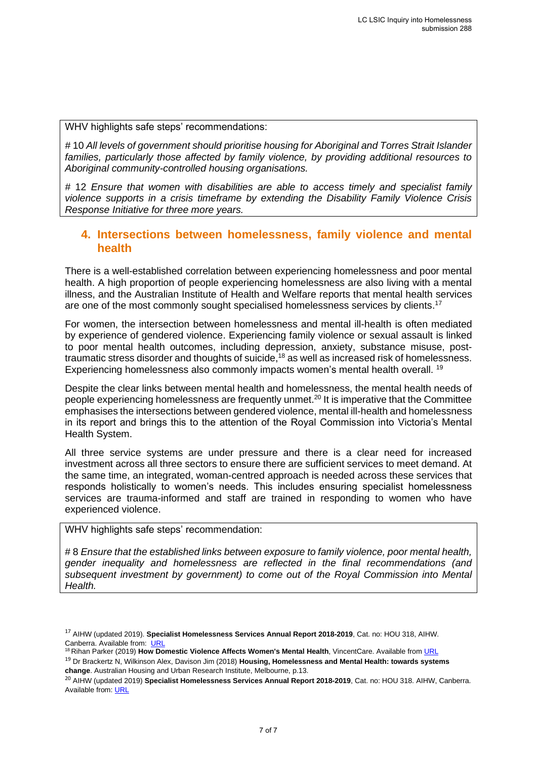WHV highlights safe steps' recommendations:

# 10 *All levels of government should prioritise housing for Aboriginal and Torres Strait Islander families, particularly those affected by family violence, by providing additional resources to Aboriginal community-controlled housing organisations.*

# 12 *Ensure that women with disabilities are able to access timely and specialist family violence supports in a crisis timeframe by extending the Disability Family Violence Crisis Response Initiative for three more years.*

## 4. Intersections between homelessness, family violence and mental health

There is a well-established correlation between experiencing homelessness and poor mental health. A high proportion of people experiencing homelessness are also living with a mental illness, and the Australian Institute of Health and Welfare reports that mental health services are one of the most commonly sought specialised homelessness services by clients.[17]

For women, the intersection between homelessness and mental ill-health is often mediated by experience of gendered violence. Experiencing family violence or sexual assault is linked to poor mental health outcomes, including depression, anxiety, substance misuse, post-traumatic stress disorder and thoughts of suicide,[18] as well as increased risk of homelessness. Experiencing homelessness also commonly impacts women's mental health overall. [19]

Despite the clear links between mental health and homelessness, the mental health needs of people experiencing homelessness are frequently unmet.[20] It is imperative that the Committee emphasises the intersections between gendered violence, mental ill-health and homelessness in its report and brings this to the attention of the Royal Commission into Victoria's Mental Health System.

All three service systems are under pressure and there is a clear need for increased investment across all three sectors to ensure there are sufficient services to meet demand. At the same time, an integrated, woman-centred approach is needed across these services that responds holistically to women's needs. This includes ensuring specialist homelessness services are trauma-informed and staff are trained in responding to women who have experienced violence.

WHV highlights safe steps' recommendation:

# 8 *Ensure that the established links between exposure to family violence, poor mental health, gender inequality and homelessness are reflected in the final recommendations (and subsequent investment by government) to come out of the Royal Commission into Mental Health.*

---

[17] AIHW (updated 2019). **Specialist Homelessness Services Annual Report 2018-2019**, Cat. no: HOU 318, AIHW. Canberra. Available from: URL

[18] Rihan Parker (2019) **How Domestic Violence Affects Women's Mental Health**, VincentCare. Available from URL

[19] Dr Brackertz N, Wilkinson Alex, Davison Jim (2018) **Housing, Homelessness and Mental Health: towards systems change**. Australian Housing and Urban Research Institute, Melbourne, p.13.

[20] AIHW (updated 2019) **Specialist Homelessness Services Annual Report 2018-2019**, Cat. no: HOU 318. AIHW, Canberra. Available from: URL